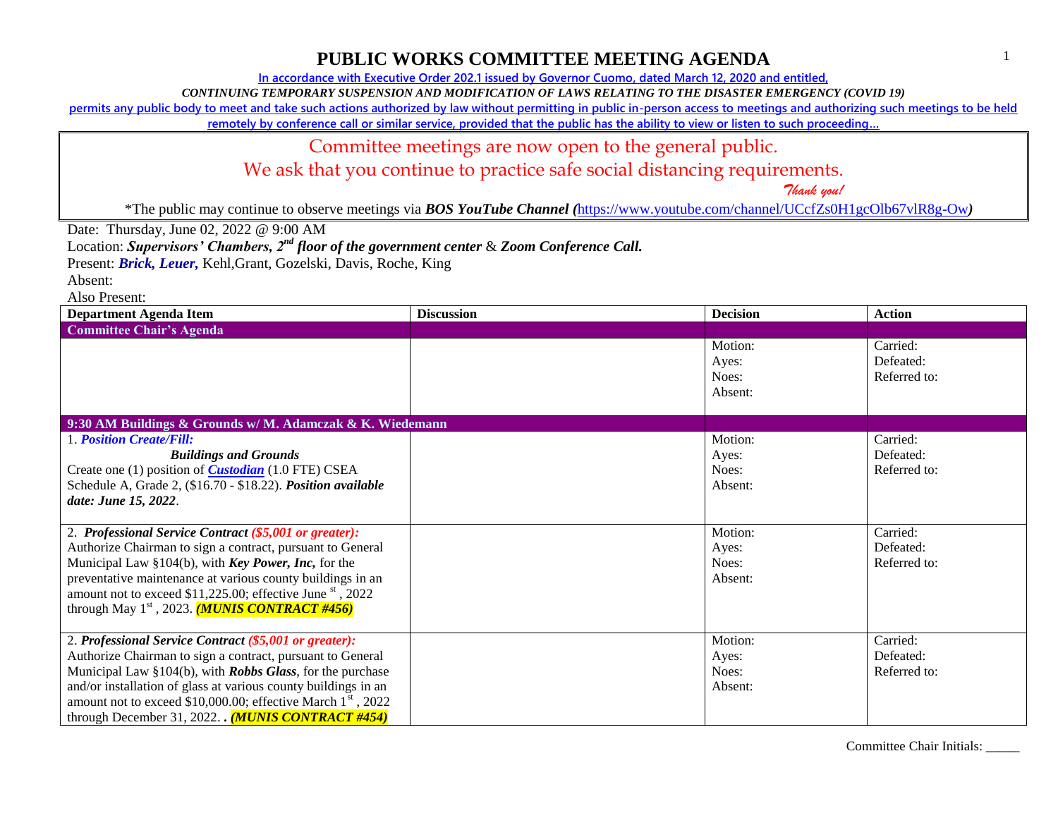# PUBLIC WORKS COMMITTEE MEETING AGENDA

In accordance with Executive Order 202.1 issued by Governor Cuomo, dated March 12, 2020 and entitled,

*CONTINUING TEMPORARY SUSPENSION AND MODIFICATION OF LAWS RELATING TO THE DISASTER EMERGENCY (COVID 19)*

permits any public body to meet and take such actions authorized by law without permitting in public in-person access to meetings and authorizing such meetings to be held remotely by conference call or similar service, provided that the public has the ability to view or listen to such proceeding…

Committee meetings are now open to the general public.

We ask that you continue to practice safe social distancing requirements.

*Thank you!*

*The public may continue to observe meetings via ***BOS YouTube Channel (***https://www.youtube.com/channel/UCcfZs0H1gcOlb67vlR8g-Ow***)***

Date: Thursday, June 02, 2022 @ 9:00 AM

Location: ***Supervisors' Chambers, 2nd floor of the government center*** & ***Zoom Conference Call.***

Present: ***Brick, Leuer,*** Kehl,Grant, Gozelski, Davis, Roche, King

Absent:

Also Present:

| Department Agenda Item | Discussion | Decision | Action |
|---|---|---|---|
| **Committee Chair's Agenda** | | | |
| | | Motion:<br>Ayes:<br>Noes:<br>Absent: | Carried:<br>Defeated:<br>Referred to: |
| **9:30 AM Buildings & Grounds w/ M. Adamczak & K. Wiedemann** | | | |
| 1. ***Position Create/Fill:***<br>***Buildings and Grounds***<br>Create one (1) position of ***Custodian*** (1.0 FTE) CSEA Schedule A, Grade 2, ($16.70 - $18.22). ***Position available date: June 15, 2022***. | | Motion:<br>Ayes:<br>Noes:<br>Absent: | Carried:<br>Defeated:<br>Referred to: |
| 2. ***Professional Service Contract ($5,001 or greater):***<br>Authorize Chairman to sign a contract, pursuant to General Municipal Law §104(b), with ***Key Power, Inc,*** for the preventative maintenance at various county buildings in an amount not to exceed $11,225.00; effective June st, 2022 through May 1st, 2023. ***(MUNIS CONTRACT #456)*** | | Motion:<br>Ayes:<br>Noes:<br>Absent: | Carried:<br>Defeated:<br>Referred to: |
| 2. ***Professional Service Contract ($5,001 or greater):***<br>Authorize Chairman to sign a contract, pursuant to General Municipal Law §104(b), with ***Robbs Glass***, for the purchase and/or installation of glass at various county buildings in an amount not to exceed $10,000.00; effective March 1st, 2022 through December 31, 2022. . ***(MUNIS CONTRACT #454)*** | | Motion:<br>Ayes:<br>Noes:<br>Absent: | Carried:<br>Defeated:<br>Referred to: |

Committee Chair Initials: _____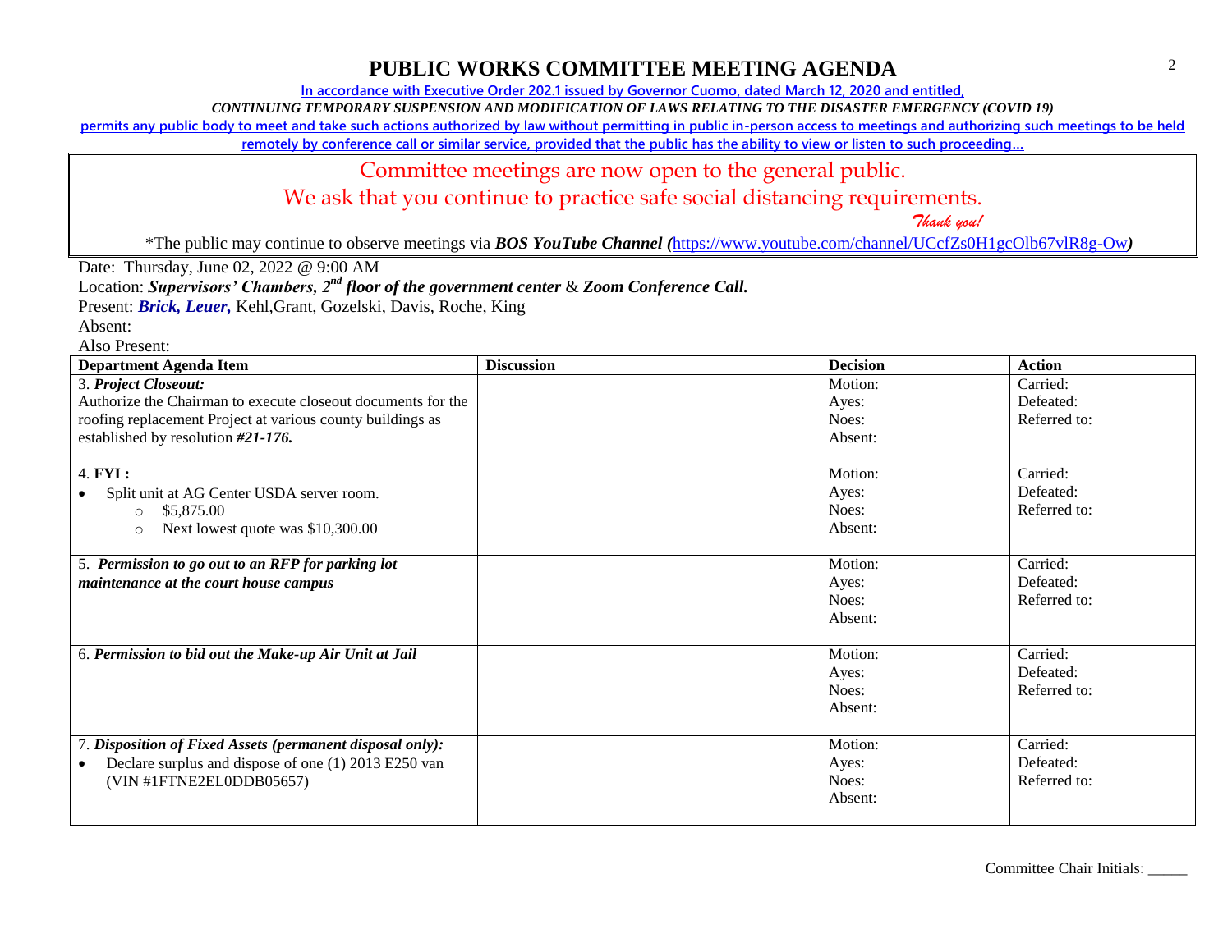# PUBLIC WORKS COMMITTEE MEETING AGENDA

In accordance with Executive Order 202.1 issued by Governor Cuomo, dated March 12, 2020 and entitled,

*CONTINUING TEMPORARY SUSPENSION AND MODIFICATION OF LAWS RELATING TO THE DISASTER EMERGENCY (COVID 19)*

permits any public body to meet and take such actions authorized by law without permitting in public in-person access to meetings and authorizing such meetings to be held remotely by conference call or similar service, provided that the public has the ability to view or listen to such proceeding…

Committee meetings are now open to the general public.

We ask that you continue to practice safe social distancing requirements.

*Thank you!*

*The public may continue to observe meetings via ***BOS YouTube Channel (***https://www.youtube.com/channel/UCcfZs0H1gcOlb67vlR8g-Ow***)***

Date: Thursday, June 02, 2022 @ 9:00 AM

Location: ***Supervisors' Chambers, 2nd floor of the government center*** & ***Zoom Conference Call.***

Present: ***Brick, Leuer,*** Kehl,Grant, Gozelski, Davis, Roche, King

Absent:

Also Present:

| Department Agenda Item | Discussion | Decision | Action |
|---|---|---|---|
| 3. ***Project Closeout:*** Authorize the Chairman to execute closeout documents for the roofing replacement Project at various county buildings as established by resolution ***#21-176.*** | | Motion:<br>Ayes:<br>Noes:<br>Absent: | Carried:<br>Defeated:<br>Referred to: |
| 4. **FYI :**<br>• Split unit at AG Center USDA server room.<br>○ $5,875.00<br>○ Next lowest quote was $10,300.00 | | Motion:<br>Ayes:<br>Noes:<br>Absent: | Carried:<br>Defeated:<br>Referred to: |
| 5. ***Permission to go out to an RFP for parking lot maintenance at the court house campus*** | | Motion:<br>Ayes:<br>Noes:<br>Absent: | Carried:<br>Defeated:<br>Referred to: |
| 6. ***Permission to bid out the Make-up Air Unit at Jail*** | | Motion:<br>Ayes:<br>Noes:<br>Absent: | Carried:<br>Defeated:<br>Referred to: |
| 7. ***Disposition of Fixed Assets (permanent disposal only):***<br>• Declare surplus and dispose of one (1) 2013 E250 van (VIN #1FTNE2EL0DDB05657) | | Motion:<br>Ayes:<br>Noes:<br>Absent: | Carried:<br>Defeated:<br>Referred to: |

Committee Chair Initials: _____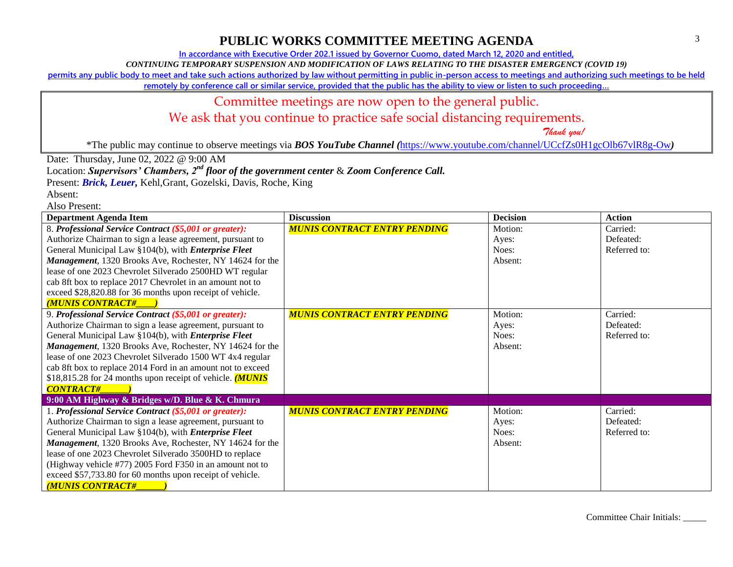# PUBLIC WORKS COMMITTEE MEETING AGENDA

In accordance with Executive Order 202.1 issued by Governor Cuomo, dated March 12, 2020 and entitled,

*CONTINUING TEMPORARY SUSPENSION AND MODIFICATION OF LAWS RELATING TO THE DISASTER EMERGENCY (COVID 19)*

permits any public body to meet and take such actions authorized by law without permitting in public in-person access to meetings and authorizing such meetings to be held remotely by conference call or similar service, provided that the public has the ability to view or listen to such proceeding…

Committee meetings are now open to the general public.

We ask that you continue to practice safe social distancing requirements.

*Thank you!*

*The public may continue to observe meetings via ***BOS YouTube Channel (***https://www.youtube.com/channel/UCcfZs0H1gcOlb67vlR8g-Ow***)***

Date: Thursday, June 02, 2022 @ 9:00 AM

Location: ***Supervisors' Chambers, 2nd floor of the government center*** & ***Zoom Conference Call.***

Present: ***Brick, Leuer,*** Kehl,Grant, Gozelski, Davis, Roche, King

Absent:

Also Present:

| Department Agenda Item | Discussion | Decision | Action |
|---|---|---|---|
| 8. ***Professional Service Contract ($5,001 or greater):*** Authorize Chairman to sign a lease agreement, pursuant to General Municipal Law §104(b), with ***Enterprise Fleet Management***, 1320 Brooks Ave, Rochester, NY 14624 for the lease of one 2023 Chevrolet Silverado 2500HD WT regular cab 8ft box to replace 2017 Chevrolet in an amount not to exceed $28,820.88 for 36 months upon receipt of vehicle. ***(MUNIS CONTRACT#____)*** | ***MUNIS CONTRACT ENTRY PENDING*** | Motion:<br>Ayes:<br>Noes:<br>Absent: | Carried:<br>Defeated:<br>Referred to: |
| 9. ***Professional Service Contract ($5,001 or greater):*** Authorize Chairman to sign a lease agreement, pursuant to General Municipal Law §104(b), with ***Enterprise Fleet Management***, 1320 Brooks Ave, Rochester, NY 14624 for the lease of one 2023 Chevrolet Silverado 1500 WT 4x4 regular cab 8ft box to replace 2014 Ford in an amount not to exceed $18,815.28 for 24 months upon receipt of vehicle. ***(MUNIS CONTRACT#______)*** | ***MUNIS CONTRACT ENTRY PENDING*** | Motion:<br>Ayes:<br>Noes:<br>Absent: | Carried:<br>Defeated:<br>Referred to: |
| **9:00 AM Highway & Bridges w/D. Blue & K. Chmura** | | | |
| 1. ***Professional Service Contract ($5,001 or greater):*** Authorize Chairman to sign a lease agreement, pursuant to General Municipal Law §104(b), with ***Enterprise Fleet Management***, 1320 Brooks Ave, Rochester, NY 14624 for the lease of one 2023 Chevrolet Silverado 3500HD to replace (Highway vehicle #77) 2005 Ford F350 in an amount not to exceed $57,733.80 for 60 months upon receipt of vehicle. ***(MUNIS CONTRACT#______)*** | ***MUNIS CONTRACT ENTRY PENDING*** | Motion:<br>Ayes:<br>Noes:<br>Absent: | Carried:<br>Defeated:<br>Referred to: |

Committee Chair Initials: _____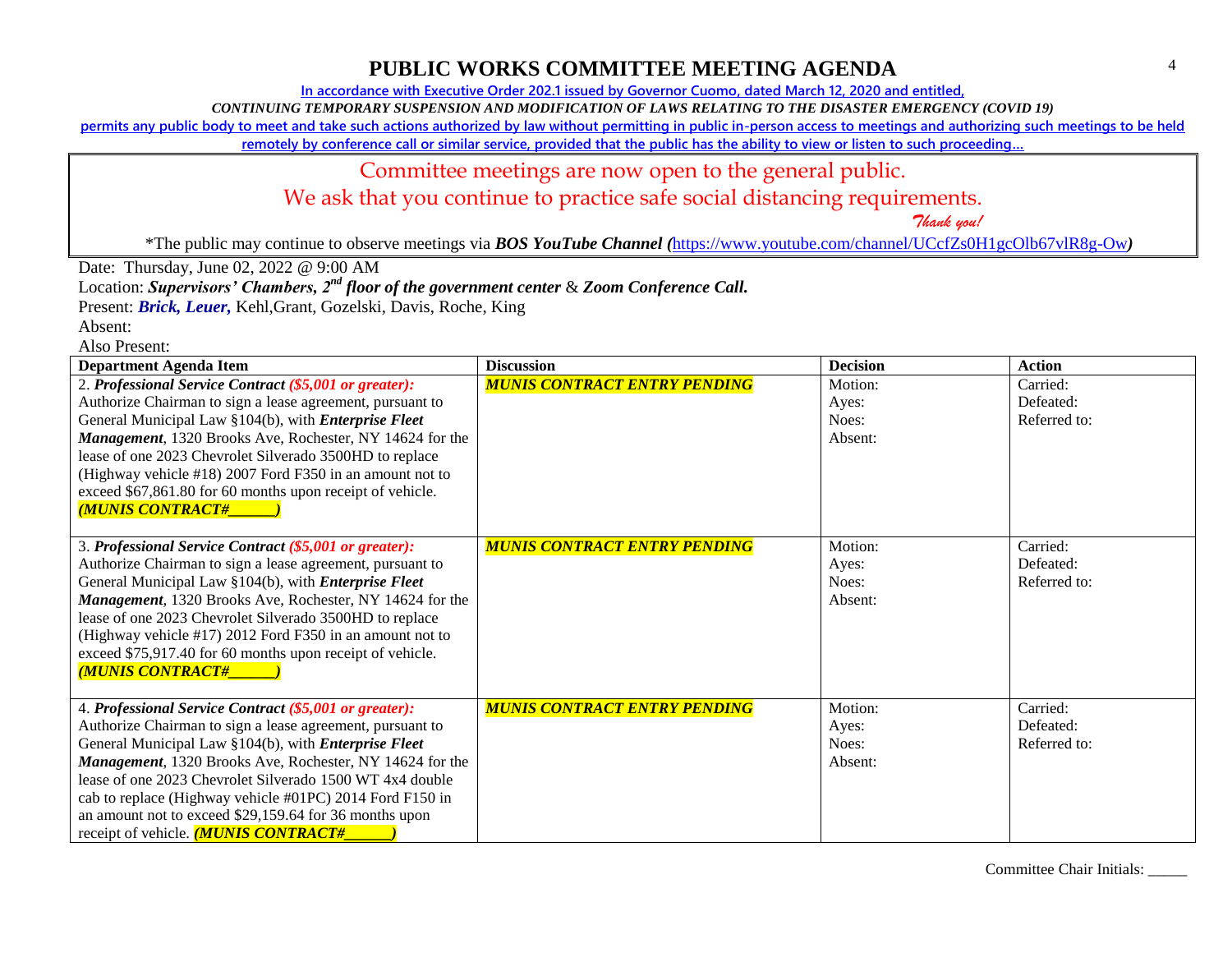# PUBLIC WORKS COMMITTEE MEETING AGENDA

In accordance with Executive Order 202.1 issued by Governor Cuomo, dated March 12, 2020 and entitled,

*CONTINUING TEMPORARY SUSPENSION AND MODIFICATION OF LAWS RELATING TO THE DISASTER EMERGENCY (COVID 19)*

permits any public body to meet and take such actions authorized by law without permitting in public in-person access to meetings and authorizing such meetings to be held remotely by conference call or similar service, provided that the public has the ability to view or listen to such proceeding…

Committee meetings are now open to the general public.

We ask that you continue to practice safe social distancing requirements.

*Thank you!*

*The public may continue to observe meetings via ***BOS YouTube Channel*** *(*https://www.youtube.com/channel/UCcfZs0H1gcOlb67vlR8g-Ow*)*

Date: Thursday, June 02, 2022 @ 9:00 AM

Location: ***Supervisors' Chambers, 2nd floor of the government center*** & ***Zoom Conference Call.***

Present: ***Brick, Leuer,*** Kehl,Grant, Gozelski, Davis, Roche, King

Absent:

Also Present:

| Department Agenda Item | Discussion | Decision | Action |
|---|---|---|---|
| 2. ***Professional Service Contract (\$5,001 or greater):*** Authorize Chairman to sign a lease agreement, pursuant to General Municipal Law §104(b), with ***Enterprise Fleet Management***, 1320 Brooks Ave, Rochester, NY 14624 for the lease of one 2023 Chevrolet Silverado 3500HD to replace (Highway vehicle #18) 2007 Ford F350 in an amount not to exceed \$67,861.80 for 60 months upon receipt of vehicle. ***(MUNIS CONTRACT#\_\_\_\_\_\_)*** | ***MUNIS CONTRACT ENTRY PENDING*** | Motion:<br>Ayes:<br>Noes:<br>Absent: | Carried:<br>Defeated:<br>Referred to: |
| 3. ***Professional Service Contract (\$5,001 or greater):*** Authorize Chairman to sign a lease agreement, pursuant to General Municipal Law §104(b), with ***Enterprise Fleet Management***, 1320 Brooks Ave, Rochester, NY 14624 for the lease of one 2023 Chevrolet Silverado 3500HD to replace (Highway vehicle #17) 2012 Ford F350 in an amount not to exceed \$75,917.40 for 60 months upon receipt of vehicle. ***(MUNIS CONTRACT#\_\_\_\_\_\_)*** | ***MUNIS CONTRACT ENTRY PENDING*** | Motion:<br>Ayes:<br>Noes:<br>Absent: | Carried:<br>Defeated:<br>Referred to: |
| 4. ***Professional Service Contract (\$5,001 or greater):*** Authorize Chairman to sign a lease agreement, pursuant to General Municipal Law §104(b), with ***Enterprise Fleet Management***, 1320 Brooks Ave, Rochester, NY 14624 for the lease of one 2023 Chevrolet Silverado 1500 WT 4x4 double cab to replace (Highway vehicle #01PC) 2014 Ford F150 in an amount not to exceed \$29,159.64 for 36 months upon receipt of vehicle. ***(MUNIS CONTRACT#\_\_\_\_\_\_)*** | ***MUNIS CONTRACT ENTRY PENDING*** | Motion:<br>Ayes:<br>Noes:<br>Absent: | Carried:<br>Defeated:<br>Referred to: |

Committee Chair Initials: \_\_\_\_\_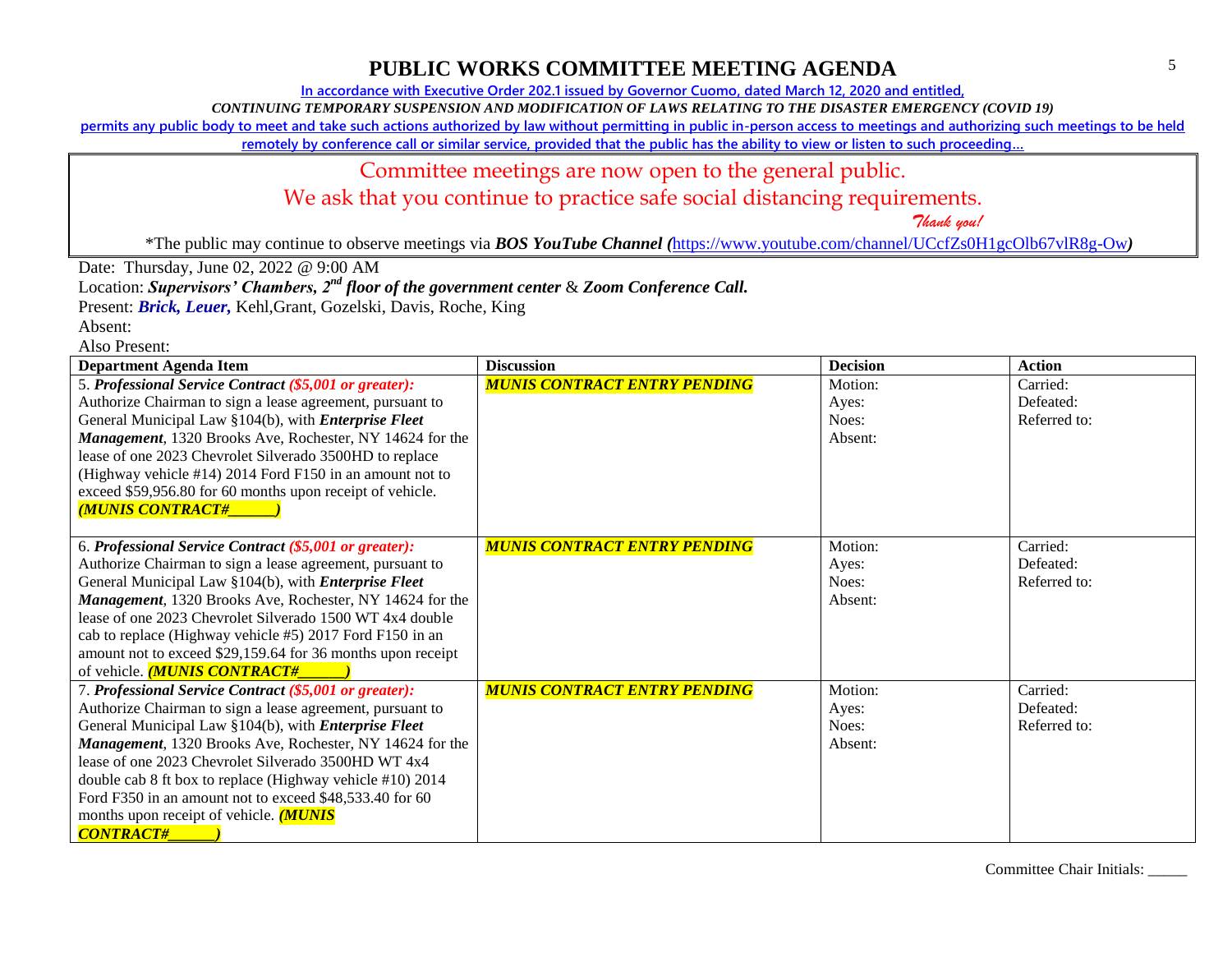# PUBLIC WORKS COMMITTEE MEETING AGENDA

In accordance with Executive Order 202.1 issued by Governor Cuomo, dated March 12, 2020 and entitled,

*CONTINUING TEMPORARY SUSPENSION AND MODIFICATION OF LAWS RELATING TO THE DISASTER EMERGENCY (COVID 19)*

permits any public body to meet and take such actions authorized by law without permitting in public in-person access to meetings and authorizing such meetings to be held remotely by conference call or similar service, provided that the public has the ability to view or listen to such proceeding…

Committee meetings are now open to the general public.

We ask that you continue to practice safe social distancing requirements.

*Thank you!*

*The public may continue to observe meetings via ***BOS YouTube Channel (***https://www.youtube.com/channel/UCcfZs0H1gcOlb67vlR8g-Ow***)***

Date: Thursday, June 02, 2022 @ 9:00 AM

Location: ***Supervisors' Chambers, 2nd floor of the government center*** & ***Zoom Conference Call.***

Present: ***Brick, Leuer,*** Kehl,Grant, Gozelski, Davis, Roche, King

Absent:

Also Present:

| Department Agenda Item | Discussion | Decision | Action |
|---|---|---|---|
| 5. ***Professional Service Contract (\$5,001 or greater):*** Authorize Chairman to sign a lease agreement, pursuant to General Municipal Law §104(b), with ***Enterprise Fleet Management***, 1320 Brooks Ave, Rochester, NY 14624 for the lease of one 2023 Chevrolet Silverado 3500HD to replace (Highway vehicle #14) 2014 Ford F150 in an amount not to exceed \$59,956.80 for 60 months upon receipt of vehicle. ***(MUNIS CONTRACT#\_\_\_\_\_\_)*** | ***MUNIS CONTRACT ENTRY PENDING*** | Motion:<br>Ayes:<br>Noes:<br>Absent: | Carried:<br>Defeated:<br>Referred to: |
| 6. ***Professional Service Contract (\$5,001 or greater):*** Authorize Chairman to sign a lease agreement, pursuant to General Municipal Law §104(b), with ***Enterprise Fleet Management***, 1320 Brooks Ave, Rochester, NY 14624 for the lease of one 2023 Chevrolet Silverado 1500 WT 4x4 double cab to replace (Highway vehicle #5) 2017 Ford F150 in an amount not to exceed \$29,159.64 for 36 months upon receipt of vehicle. ***(MUNIS CONTRACT#\_\_\_\_\_\_)*** | ***MUNIS CONTRACT ENTRY PENDING*** | Motion:<br>Ayes:<br>Noes:<br>Absent: | Carried:<br>Defeated:<br>Referred to: |
| 7. ***Professional Service Contract (\$5,001 or greater):*** Authorize Chairman to sign a lease agreement, pursuant to General Municipal Law §104(b), with ***Enterprise Fleet Management***, 1320 Brooks Ave, Rochester, NY 14624 for the lease of one 2023 Chevrolet Silverado 3500HD WT 4x4 double cab 8 ft box to replace (Highway vehicle #10) 2014 Ford F350 in an amount not to exceed \$48,533.40 for 60 months upon receipt of vehicle. ***(MUNIS CONTRACT#\_\_\_\_\_\_)*** | ***MUNIS CONTRACT ENTRY PENDING*** | Motion:<br>Ayes:<br>Noes:<br>Absent: | Carried:<br>Defeated:<br>Referred to: |

Committee Chair Initials: \_\_\_\_\_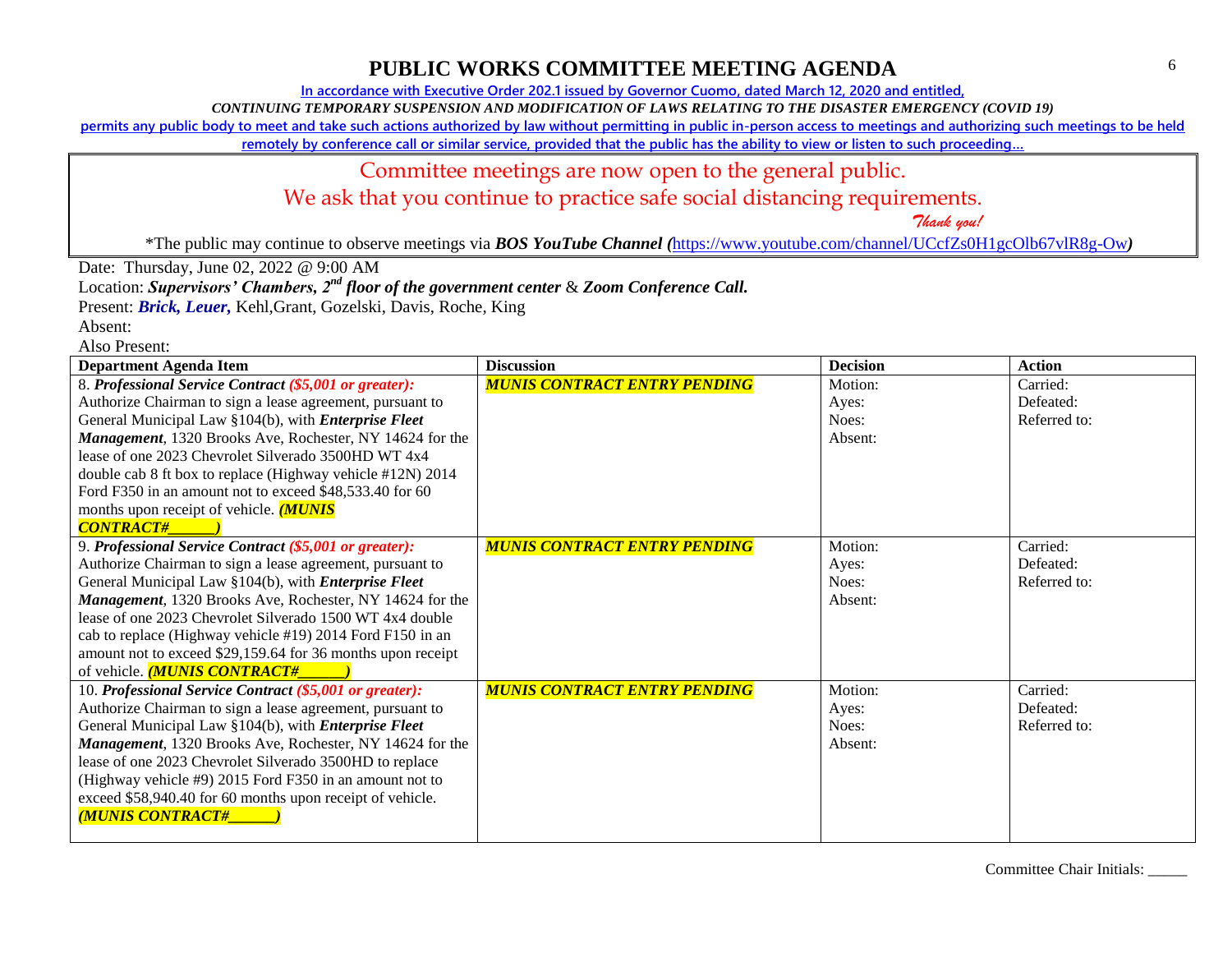# PUBLIC WORKS COMMITTEE MEETING AGENDA

In accordance with Executive Order 202.1 issued by Governor Cuomo, dated March 12, 2020 and entitled,

*CONTINUING TEMPORARY SUSPENSION AND MODIFICATION OF LAWS RELATING TO THE DISASTER EMERGENCY (COVID 19)*

permits any public body to meet and take such actions authorized by law without permitting in public in-person access to meetings and authorizing such meetings to be held remotely by conference call or similar service, provided that the public has the ability to view or listen to such proceeding…

Committee meetings are now open to the general public.

We ask that you continue to practice safe social distancing requirements.

*Thank you!*

*The public may continue to observe meetings via ***BOS YouTube Channel (***https://www.youtube.com/channel/UCcfZs0H1gcOlb67vlR8g-Ow***)***

Date: Thursday, June 02, 2022 @ 9:00 AM

Location: ***Supervisors' Chambers, 2nd floor of the government center*** & ***Zoom Conference Call.***

Present: ***Brick, Leuer,*** Kehl,Grant, Gozelski, Davis, Roche, King

Absent:

Also Present:

| Department Agenda Item | Discussion | Decision | Action |
|---|---|---|---|
| 8. ***Professional Service Contract (\$5,001 or greater):*** Authorize Chairman to sign a lease agreement, pursuant to General Municipal Law §104(b), with ***Enterprise Fleet Management***, 1320 Brooks Ave, Rochester, NY 14624 for the lease of one 2023 Chevrolet Silverado 3500HD WT 4x4 double cab 8 ft box to replace (Highway vehicle #12N) 2014 Ford F350 in an amount not to exceed \$48,533.40 for 60 months upon receipt of vehicle. ***(MUNIS CONTRACT#______)*** | ***MUNIS CONTRACT ENTRY PENDING*** | Motion:<br>Ayes:<br>Noes:<br>Absent: | Carried:<br>Defeated:<br>Referred to: |
| 9. ***Professional Service Contract (\$5,001 or greater):*** Authorize Chairman to sign a lease agreement, pursuant to General Municipal Law §104(b), with ***Enterprise Fleet Management***, 1320 Brooks Ave, Rochester, NY 14624 for the lease of one 2023 Chevrolet Silverado 1500 WT 4x4 double cab to replace (Highway vehicle #19) 2014 Ford F150 in an amount not to exceed \$29,159.64 for 36 months upon receipt of vehicle. ***(MUNIS CONTRACT#______)*** | ***MUNIS CONTRACT ENTRY PENDING*** | Motion:<br>Ayes:<br>Noes:<br>Absent: | Carried:<br>Defeated:<br>Referred to: |
| 10. ***Professional Service Contract (\$5,001 or greater):*** Authorize Chairman to sign a lease agreement, pursuant to General Municipal Law §104(b), with ***Enterprise Fleet Management***, 1320 Brooks Ave, Rochester, NY 14624 for the lease of one 2023 Chevrolet Silverado 3500HD to replace (Highway vehicle #9) 2015 Ford F350 in an amount not to exceed \$58,940.40 for 60 months upon receipt of vehicle. ***(MUNIS CONTRACT#______)*** | ***MUNIS CONTRACT ENTRY PENDING*** | Motion:<br>Ayes:<br>Noes:<br>Absent: | Carried:<br>Defeated:<br>Referred to: |

Committee Chair Initials: _____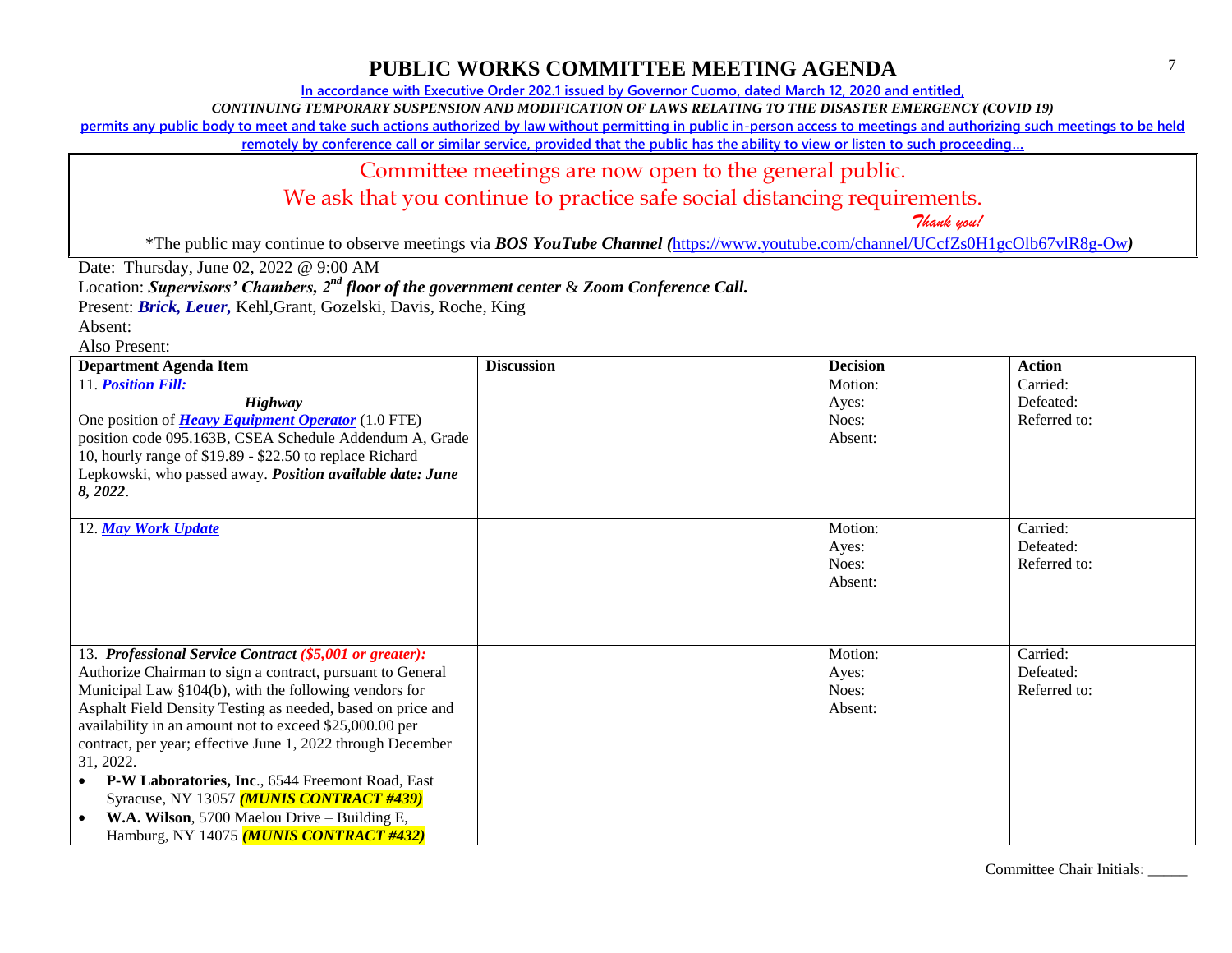# PUBLIC WORKS COMMITTEE MEETING AGENDA

In accordance with Executive Order 202.1 issued by Governor Cuomo, dated March 12, 2020 and entitled,

*CONTINUING TEMPORARY SUSPENSION AND MODIFICATION OF LAWS RELATING TO THE DISASTER EMERGENCY (COVID 19)*

permits any public body to meet and take such actions authorized by law without permitting in public in-person access to meetings and authorizing such meetings to be held remotely by conference call or similar service, provided that the public has the ability to view or listen to such proceeding…

Committee meetings are now open to the general public.

We ask that you continue to practice safe social distancing requirements.

*Thank you!*

*The public may continue to observe meetings via ***BOS YouTube Channel (***https://www.youtube.com/channel/UCcfZs0H1gcOlb67vlR8g-Ow***)**

Date: Thursday, June 02, 2022 @ 9:00 AM

Location: ***Supervisors' Chambers, 2nd floor of the government center*** & ***Zoom Conference Call.***

Present: ***Brick, Leuer,*** Kehl,Grant, Gozelski, Davis, Roche, King

Absent:

Also Present:

| Department Agenda Item | Discussion | Decision | Action |
|---|---|---|---|
| 11. ***Position Fill:*** <br> ***Highway*** <br> One position of ***Heavy Equipment Operator*** (1.0 FTE) position code 095.163B, CSEA Schedule Addendum A, Grade 10, hourly range of $19.89 - $22.50 to replace Richard Lepkowski, who passed away. ***Position available date: June 8, 2022***. | | Motion: <br> Ayes: <br> Noes: <br> Absent: | Carried: <br> Defeated: <br> Referred to: |
| 12. ***May Work Update*** | | Motion: <br> Ayes: <br> Noes: <br> Absent: | Carried: <br> Defeated: <br> Referred to: |
| 13. ***Professional Service Contract ($5,001 or greater):*** <br> Authorize Chairman to sign a contract, pursuant to General Municipal Law §104(b), with the following vendors for Asphalt Field Density Testing as needed, based on price and availability in an amount not to exceed $25,000.00 per contract, per year; effective June 1, 2022 through December 31, 2022. <br> • **P-W Laboratories, Inc**., 6544 Freemont Road, East Syracuse, NY 13057 ***(MUNIS CONTRACT #439)*** <br> • **W.A. Wilson**, 5700 Maelou Drive – Building E, Hamburg, NY 14075 ***(MUNIS CONTRACT #432)*** | | Motion: <br> Ayes: <br> Noes: <br> Absent: | Carried: <br> Defeated: <br> Referred to: |

Committee Chair Initials: _____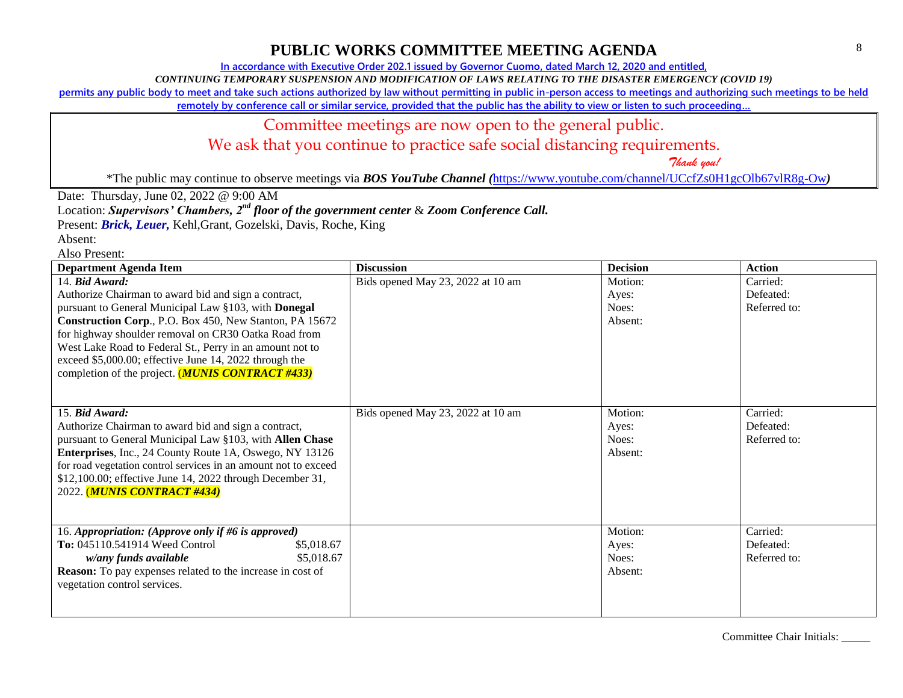# PUBLIC WORKS COMMITTEE MEETING AGENDA

In accordance with Executive Order 202.1 issued by Governor Cuomo, dated March 12, 2020 and entitled,

*CONTINUING TEMPORARY SUSPENSION AND MODIFICATION OF LAWS RELATING TO THE DISASTER EMERGENCY (COVID 19)*

permits any public body to meet and take such actions authorized by law without permitting in public in-person access to meetings and authorizing such meetings to be held remotely by conference call or similar service, provided that the public has the ability to view or listen to such proceeding…

Committee meetings are now open to the general public.

We ask that you continue to practice safe social distancing requirements.

*Thank you!*

*The public may continue to observe meetings via ***BOS YouTube Channel (**https://www.youtube.com/channel/UCcfZs0H1gcOlb67vlR8g-Ow**)**

Date: Thursday, June 02, 2022 @ 9:00 AM

Location: ***Supervisors' Chambers, 2nd floor of the government center*** & ***Zoom Conference Call.***

Present: ***Brick, Leuer,*** Kehl,Grant, Gozelski, Davis, Roche, King

Absent:

Also Present:

| Department Agenda Item | Discussion | Decision | Action |
|---|---|---|---|
| 14. ***Bid Award:***<br>Authorize Chairman to award bid and sign a contract, pursuant to General Municipal Law §103, with **Donegal Construction Corp**., P.O. Box 450, New Stanton, PA 15672 for highway shoulder removal on CR30 Oatka Road from West Lake Road to Federal St., Perry in an amount not to exceed $5,000.00; effective June 14, 2022 through the completion of the project. (***MUNIS CONTRACT #433)*** | Bids opened May 23, 2022 at 10 am | Motion:<br>Ayes:<br>Noes:<br>Absent: | Carried:<br>Defeated:<br>Referred to: |
| 15. ***Bid Award:***<br>Authorize Chairman to award bid and sign a contract, pursuant to General Municipal Law §103, with **Allen Chase Enterprises**, Inc., 24 County Route 1A, Oswego, NY 13126 for road vegetation control services in an amount not to exceed $12,100.00; effective June 14, 2022 through December 31, 2022. (***MUNIS CONTRACT #434)*** | Bids opened May 23, 2022 at 10 am | Motion:<br>Ayes:<br>Noes:<br>Absent: | Carried:<br>Defeated:<br>Referred to: |
| 16. ***Appropriation: (Approve only if #6 is approved)***<br>**To:** 045110.541914 Weed Control $5,018.67<br>***w/any funds available*** $5,018.67<br>**Reason:** To pay expenses related to the increase in cost of vegetation control services. | | Motion:<br>Ayes:<br>Noes:<br>Absent: | Carried:<br>Defeated:<br>Referred to: |

Committee Chair Initials: _____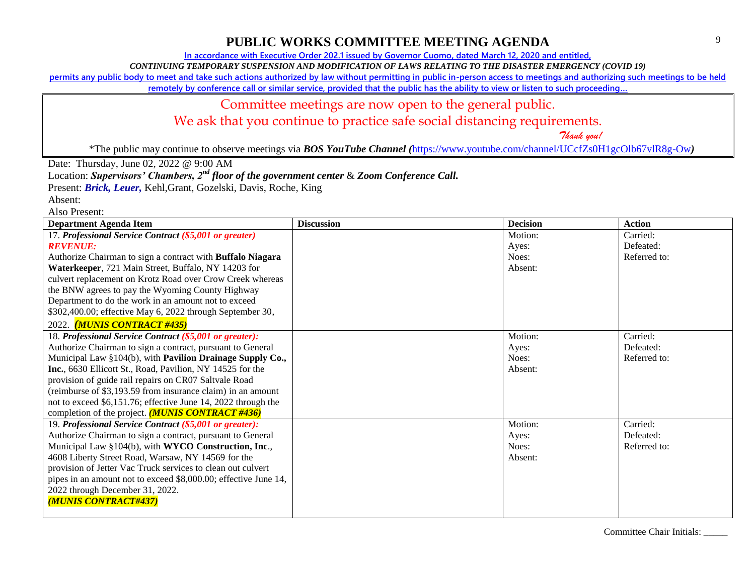# PUBLIC WORKS COMMITTEE MEETING AGENDA

In accordance with Executive Order 202.1 issued by Governor Cuomo, dated March 12, 2020 and entitled,

*CONTINUING TEMPORARY SUSPENSION AND MODIFICATION OF LAWS RELATING TO THE DISASTER EMERGENCY (COVID 19)*

permits any public body to meet and take such actions authorized by law without permitting in public in-person access to meetings and authorizing such meetings to be held remotely by conference call or similar service, provided that the public has the ability to view or listen to such proceeding…

Committee meetings are now open to the general public.

We ask that you continue to practice safe social distancing requirements.

*Thank you!*

*The public may continue to observe meetings via ***BOS YouTube Channel*** *(https://www.youtube.com/channel/UCcfZs0H1gcOlb67vlR8g-Ow)*

Date: Thursday, June 02, 2022 @ 9:00 AM

Location: ***Supervisors' Chambers, 2nd floor of the government center*** & ***Zoom Conference Call.***

Present: ***Brick, Leuer,*** Kehl,Grant, Gozelski, Davis, Roche, King

Absent:

Also Present:

| Department Agenda Item | Discussion | Decision | Action |
|---|---|---|---|
| 17. ***Professional Service Contract*** ***($5,001 or greater)*** ***REVENUE:*** Authorize Chairman to sign a contract with **Buffalo Niagara Waterkeeper**, 721 Main Street, Buffalo, NY 14203 for culvert replacement on Krotz Road over Crow Creek whereas the BNW agrees to pay the Wyoming County Highway Department to do the work in an amount not to exceed $302,400.00; effective May 6, 2022 through September 30, 2022. ***(MUNIS CONTRACT #435)*** | | Motion: Ayes: Noes: Absent: | Carried: Defeated: Referred to: |
| 18. ***Professional Service Contract*** ***($5,001 or greater):*** Authorize Chairman to sign a contract, pursuant to General Municipal Law §104(b), with **Pavilion Drainage Supply Co., Inc.**, 6630 Ellicott St., Road, Pavilion, NY 14525 for the provision of guide rail repairs on CR07 Saltvale Road (reimburse of $3,193.59 from insurance claim) in an amount not to exceed $6,151.76; effective June 14, 2022 through the completion of the project. ***(MUNIS CONTRACT #436)*** | | Motion: Ayes: Noes: Absent: | Carried: Defeated: Referred to: |
| 19. ***Professional Service Contract*** ***($5,001 or greater):*** Authorize Chairman to sign a contract, pursuant to General Municipal Law §104(b), with **WYCO Construction, Inc**., 4608 Liberty Street Road, Warsaw, NY 14569 for the provision of Jetter Vac Truck services to clean out culvert pipes in an amount not to exceed $8,000.00; effective June 14, 2022 through December 31, 2022. ***(MUNIS CONTRACT#437)*** | | Motion: Ayes: Noes: Absent: | Carried: Defeated: Referred to: |

Committee Chair Initials: _____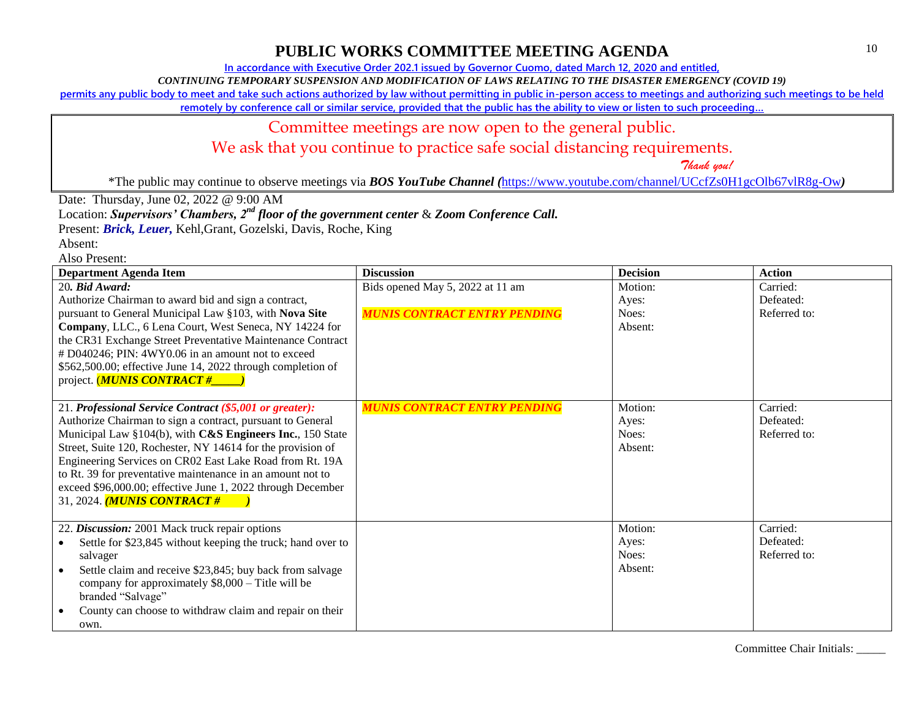# PUBLIC WORKS COMMITTEE MEETING AGENDA

In accordance with Executive Order 202.1 issued by Governor Cuomo, dated March 12, 2020 and entitled,

*CONTINUING TEMPORARY SUSPENSION AND MODIFICATION OF LAWS RELATING TO THE DISASTER EMERGENCY (COVID 19)*

permits any public body to meet and take such actions authorized by law without permitting in public in-person access to meetings and authorizing such meetings to be held remotely by conference call or similar service, provided that the public has the ability to view or listen to such proceeding…

Committee meetings are now open to the general public.

We ask that you continue to practice safe social distancing requirements.

*Thank you!*

*The public may continue to observe meetings via ***BOS YouTube Channel (**https://www.youtube.com/channel/UCcfZs0H1gcOlb67vlR8g-Ow**)**

Date: Thursday, June 02, 2022 @ 9:00 AM

Location: ***Supervisors' Chambers, 2nd floor of the government center*** & ***Zoom Conference Call.***

Present: ***Brick, Leuer,*** Kehl,Grant, Gozelski, Davis, Roche, King

Absent:

Also Present:

| Department Agenda Item | Discussion | Decision | Action |
|---|---|---|---|
| 20**. *Bid Award:*** Authorize Chairman to award bid and sign a contract, pursuant to General Municipal Law §103, with **Nova Site Company**, LLC., 6 Lena Court, West Seneca, NY 14224 for the CR31 Exchange Street Preventative Maintenance Contract # D040246; PIN: 4WY0.06 in an amount not to exceed $562,500.00; effective June 14, 2022 through completion of project. (***MUNIS CONTRACT #_____)*** | Bids opened May 5, 2022 at 11 am<br><br>***MUNIS CONTRACT ENTRY PENDING*** | Motion:<br>Ayes:<br>Noes:<br>Absent: | Carried:<br>Defeated:<br>Referred to: |
| 21. ***Professional Service Contract (\$5,001 or greater):*** Authorize Chairman to sign a contract, pursuant to General Municipal Law §104(b), with **C&S Engineers Inc.**, 150 State Street, Suite 120, Rochester, NY 14614 for the provision of Engineering Services on CR02 East Lake Road from Rt. 19A to Rt. 39 for preventative maintenance in an amount not to exceed $96,000.00; effective June 1, 2022 through December 31, 2024. ***(MUNIS CONTRACT # )*** | ***MUNIS CONTRACT ENTRY PENDING*** | Motion:<br>Ayes:<br>Noes:<br>Absent: | Carried:<br>Defeated:<br>Referred to: |
| 22. ***Discussion:*** 2001 Mack truck repair options<br>• Settle for $23,845 without keeping the truck; hand over to salvager<br>• Settle claim and receive $23,845; buy back from salvage company for approximately $8,000 – Title will be branded "Salvage"<br>• County can choose to withdraw claim and repair on their own. | | Motion:<br>Ayes:<br>Noes:<br>Absent: | Carried:<br>Defeated:<br>Referred to: |

Committee Chair Initials: _____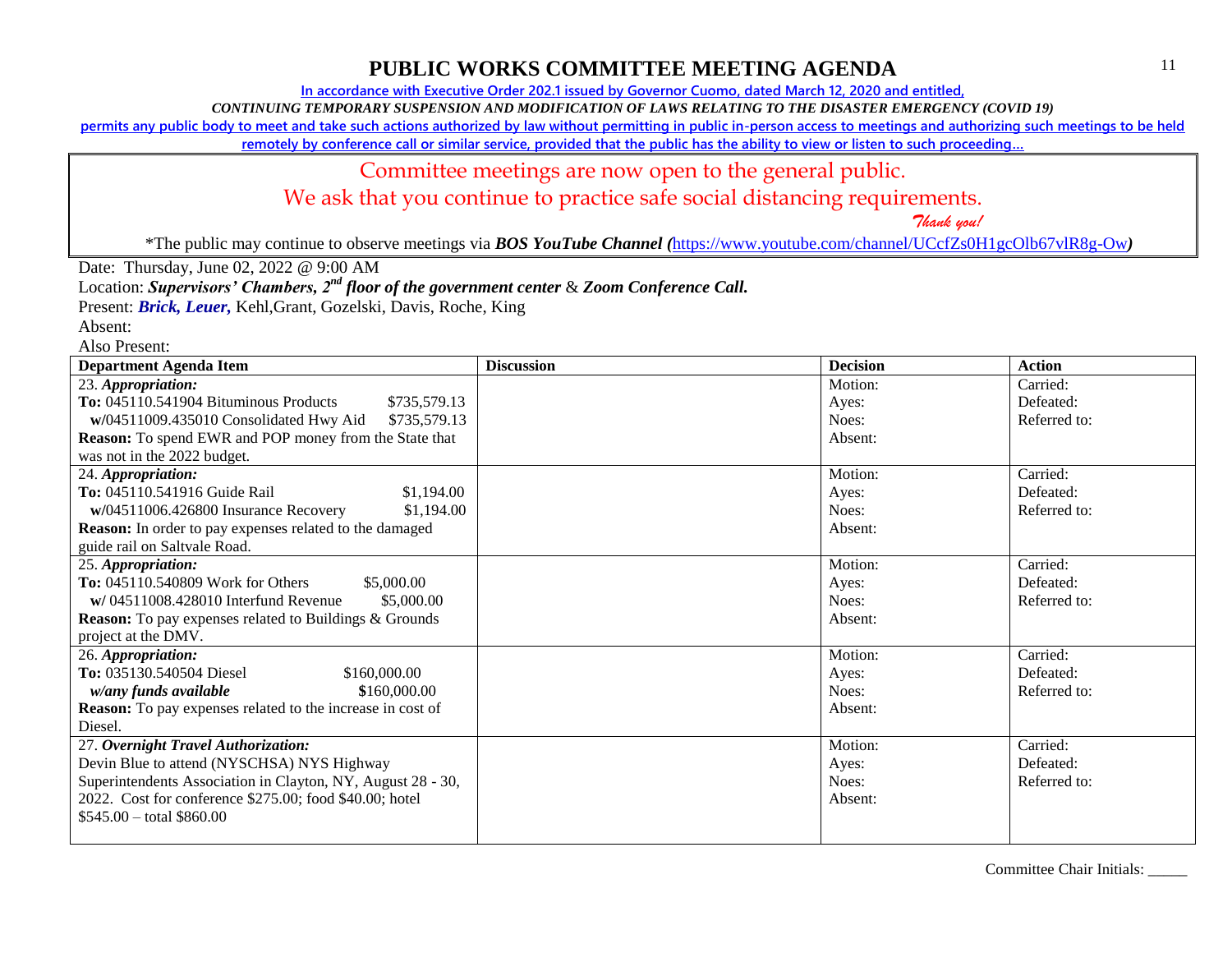# PUBLIC WORKS COMMITTEE MEETING AGENDA

In accordance with Executive Order 202.1 issued by Governor Cuomo, dated March 12, 2020 and entitled,

*CONTINUING TEMPORARY SUSPENSION AND MODIFICATION OF LAWS RELATING TO THE DISASTER EMERGENCY (COVID 19)*

permits any public body to meet and take such actions authorized by law without permitting in public in-person access to meetings and authorizing such meetings to be held remotely by conference call or similar service, provided that the public has the ability to view or listen to such proceeding…

Committee meetings are now open to the general public.

We ask that you continue to practice safe social distancing requirements.

*Thank you!*

*The public may continue to observe meetings via ***BOS YouTube Channel*** *(*https://www.youtube.com/channel/UCcfZs0H1gcOlb67vlR8g-Ow*)*

Date: Thursday, June 02, 2022 @ 9:00 AM

Location: ***Supervisors' Chambers, 2nd floor of the government center*** & ***Zoom Conference Call.***

Present: ***Brick, Leuer,*** Kehl,Grant, Gozelski, Davis, Roche, King

Absent:

Also Present:

| Department Agenda Item | Discussion | Decision | Action |
|---|---|---|---|
| 23. ***Appropriation:***<br>**To:** 045110.541904 Bituminous Products $735,579.13<br>**w/**04511009.435010 Consolidated Hwy Aid $735,579.13<br>**Reason:** To spend EWR and POP money from the State that was not in the 2022 budget. | | Motion:<br>Ayes:<br>Noes:<br>Absent: | Carried:<br>Defeated:<br>Referred to: |
| 24. ***Appropriation:***<br>**To:** 045110.541916 Guide Rail $1,194.00<br>**w/**04511006.426800 Insurance Recovery $1,194.00<br>**Reason:** In order to pay expenses related to the damaged guide rail on Saltvale Road. | | Motion:<br>Ayes:<br>Noes:<br>Absent: | Carried:<br>Defeated:<br>Referred to: |
| 25. ***Appropriation:***<br>**To:** 045110.540809 Work for Others $5,000.00<br>**w/** 04511008.428010 Interfund Revenue $5,000.00<br>**Reason:** To pay expenses related to Buildings & Grounds project at the DMV. | | Motion:<br>Ayes:<br>Noes:<br>Absent: | Carried:<br>Defeated:<br>Referred to: |
| 26. ***Appropriation:***<br>**To:** 035130.540504 Diesel $160,000.00<br>***w/any funds available*** **$**160,000.00<br>**Reason:** To pay expenses related to the increase in cost of Diesel. | | Motion:<br>Ayes:<br>Noes:<br>Absent: | Carried:<br>Defeated:<br>Referred to: |
| 27. ***Overnight Travel Authorization:***<br>Devin Blue to attend (NYSCHSA) NYS Highway Superintendents Association in Clayton, NY, August 28 - 30, 2022. Cost for conference $275.00; food $40.00; hotel $545.00 – total $860.00 | | Motion:<br>Ayes:<br>Noes:<br>Absent: | Carried:<br>Defeated:<br>Referred to: |

Committee Chair Initials: _____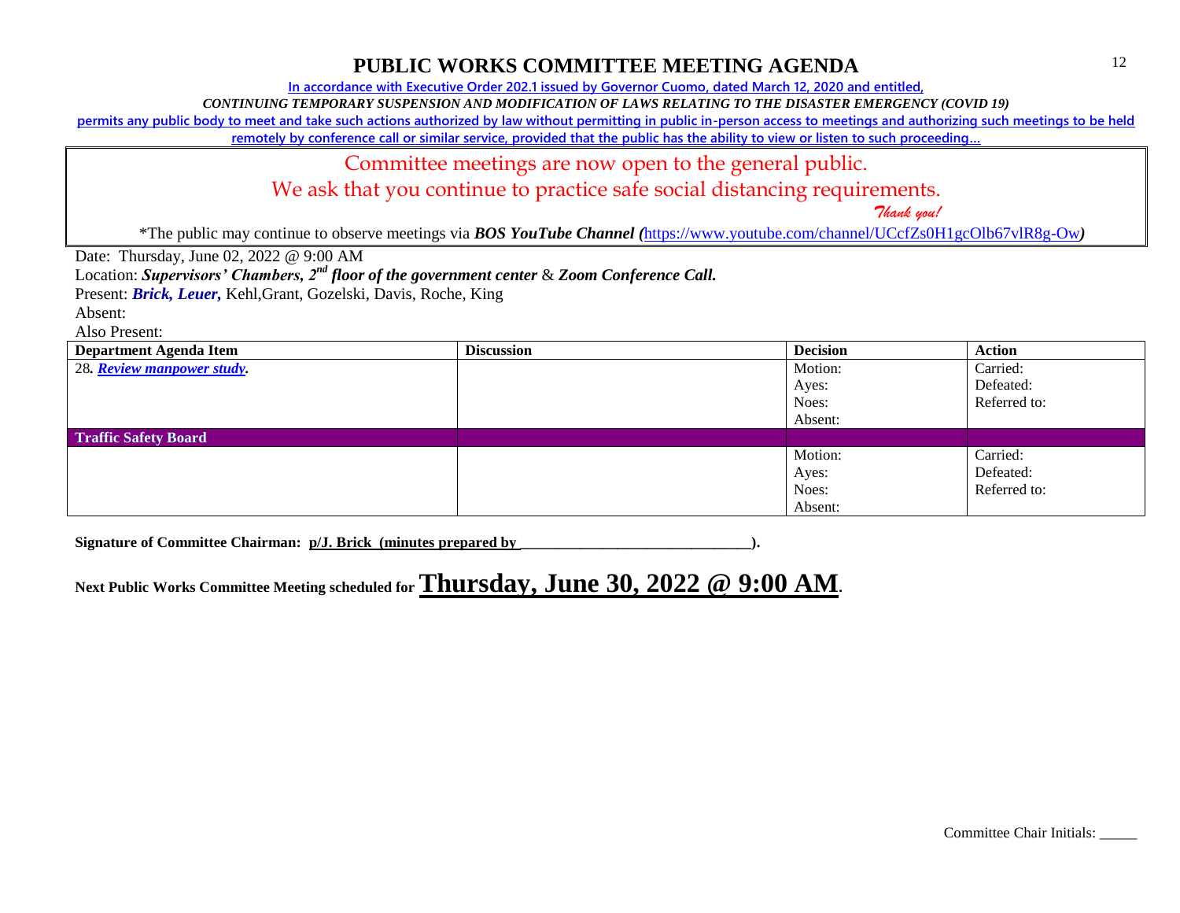# PUBLIC WORKS COMMITTEE MEETING AGENDA

In accordance with Executive Order 202.1 issued by Governor Cuomo, dated March 12, 2020 and entitled,

*CONTINUING TEMPORARY SUSPENSION AND MODIFICATION OF LAWS RELATING TO THE DISASTER EMERGENCY (COVID 19)*

permits any public body to meet and take such actions authorized by law without permitting in public in-person access to meetings and authorizing such meetings to be held remotely by conference call or similar service, provided that the public has the ability to view or listen to such proceeding…

Committee meetings are now open to the general public.

We ask that you continue to practice safe social distancing requirements.

*Thank you!*

*The public may continue to observe meetings via ***BOS YouTube Channel (***https://www.youtube.com/channel/UCcfZs0H1gcOlb67vlR8g-Ow***)***

Date: Thursday, June 02, 2022 @ 9:00 AM

Location: ***Supervisors' Chambers, 2nd floor of the government center*** & ***Zoom Conference Call.***

Present: ***Brick, Leuer,*** Kehl,Grant, Gozelski, Davis, Roche, King

Absent:

Also Present:

| Department Agenda Item | Discussion | Decision | Action |
|---|---|---|---|
| 28. ***Review manpower study.*** | | Motion:<br>Ayes:<br>Noes:<br>Absent: | Carried:<br>Defeated:<br>Referred to: |
| **Traffic Safety Board** | | | |
| | | Motion:<br>Ayes:<br>Noes:<br>Absent: | Carried:<br>Defeated:<br>Referred to: |

**Signature of Committee Chairman: p/J. Brick (minutes prepared by ______________________________).**

**Next Public Works Committee Meeting scheduled for Thursday, June 30, 2022 @ 9:00 AM.**

Committee Chair Initials: _____